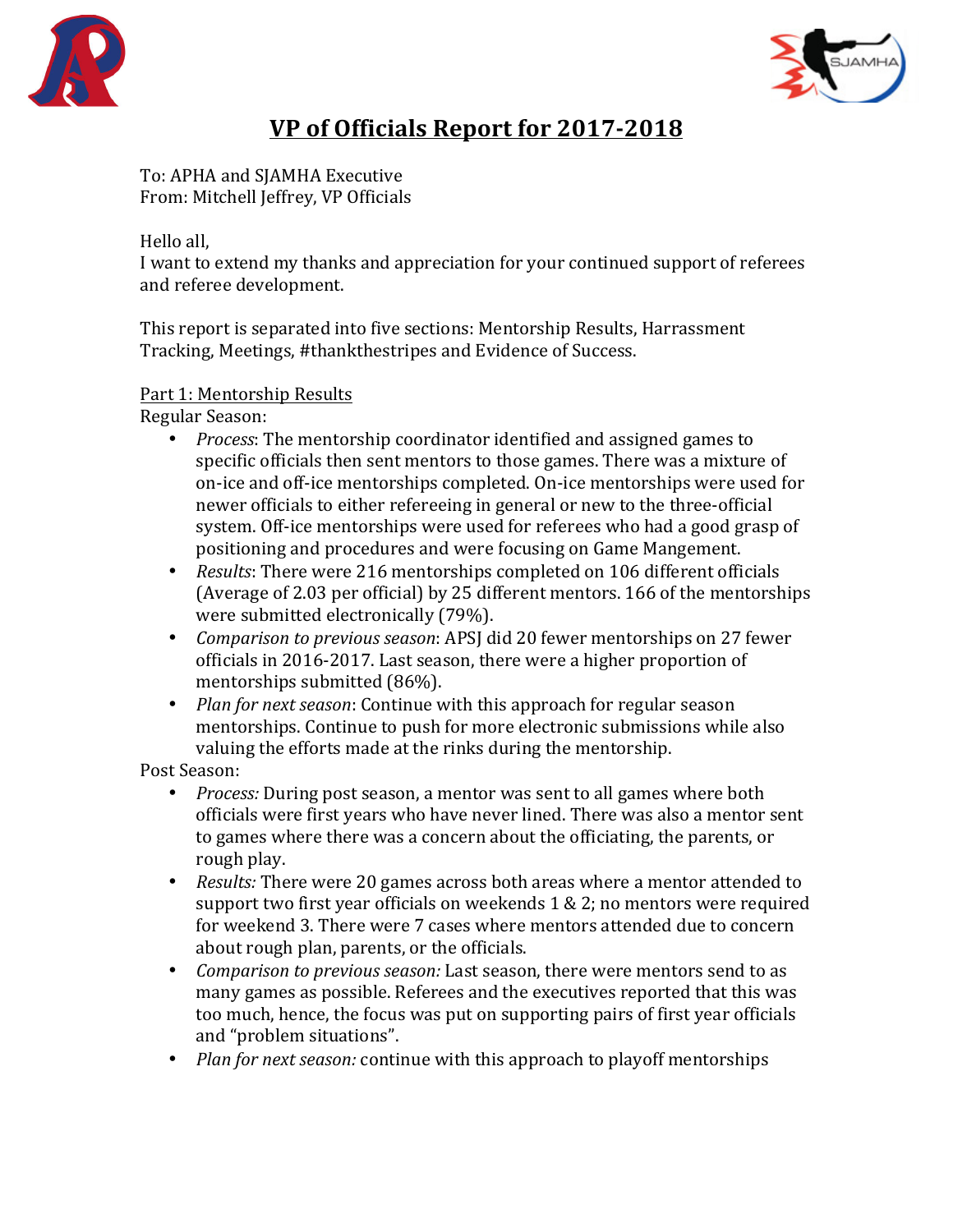# VP of Officials Report for 2017-2018

To: APHA and SJAMHA Executive
From: Mitchell Jeffrey, VP Officials

Hello all,
I want to extend my thanks and appreciation for your continued support of referees and referee development.

This report is separated into five sections: Mentorship Results, Harrassment Tracking, Meetings, #thankthestripes and Evidence of Success.

## Part 1: Mentorship Results

Regular Season:

- *Process*: The mentorship coordinator identified and assigned games to specific officials then sent mentors to those games. There was a mixture of on-ice and off-ice mentorships completed. On-ice mentorships were used for newer officials to either refereeing in general or new to the three-official system. Off-ice mentorships were used for referees who had a good grasp of positioning and procedures and were focusing on Game Mangement.
- *Results*: There were 216 mentorships completed on 106 different officials (Average of 2.03 per official) by 25 different mentors. 166 of the mentorships were submitted electronically (79%).
- *Comparison to previous season*: APSJ did 20 fewer mentorships on 27 fewer officials in 2016-2017. Last season, there were a higher proportion of mentorships submitted (86%).
- *Plan for next season*: Continue with this approach for regular season mentorships. Continue to push for more electronic submissions while also valuing the efforts made at the rinks during the mentorship.

Post Season:

- *Process:* During post season, a mentor was sent to all games where both officials were first years who have never lined. There was also a mentor sent to games where there was a concern about the officiating, the parents, or rough play.
- *Results:* There were 20 games across both areas where a mentor attended to support two first year officials on weekends 1 & 2; no mentors were required for weekend 3. There were 7 cases where mentors attended due to concern about rough plan, parents, or the officials.
- *Comparison to previous season:* Last season, there were mentors send to as many games as possible. Referees and the executives reported that this was too much, hence, the focus was put on supporting pairs of first year officials and "problem situations".
- *Plan for next season:* continue with this approach to playoff mentorships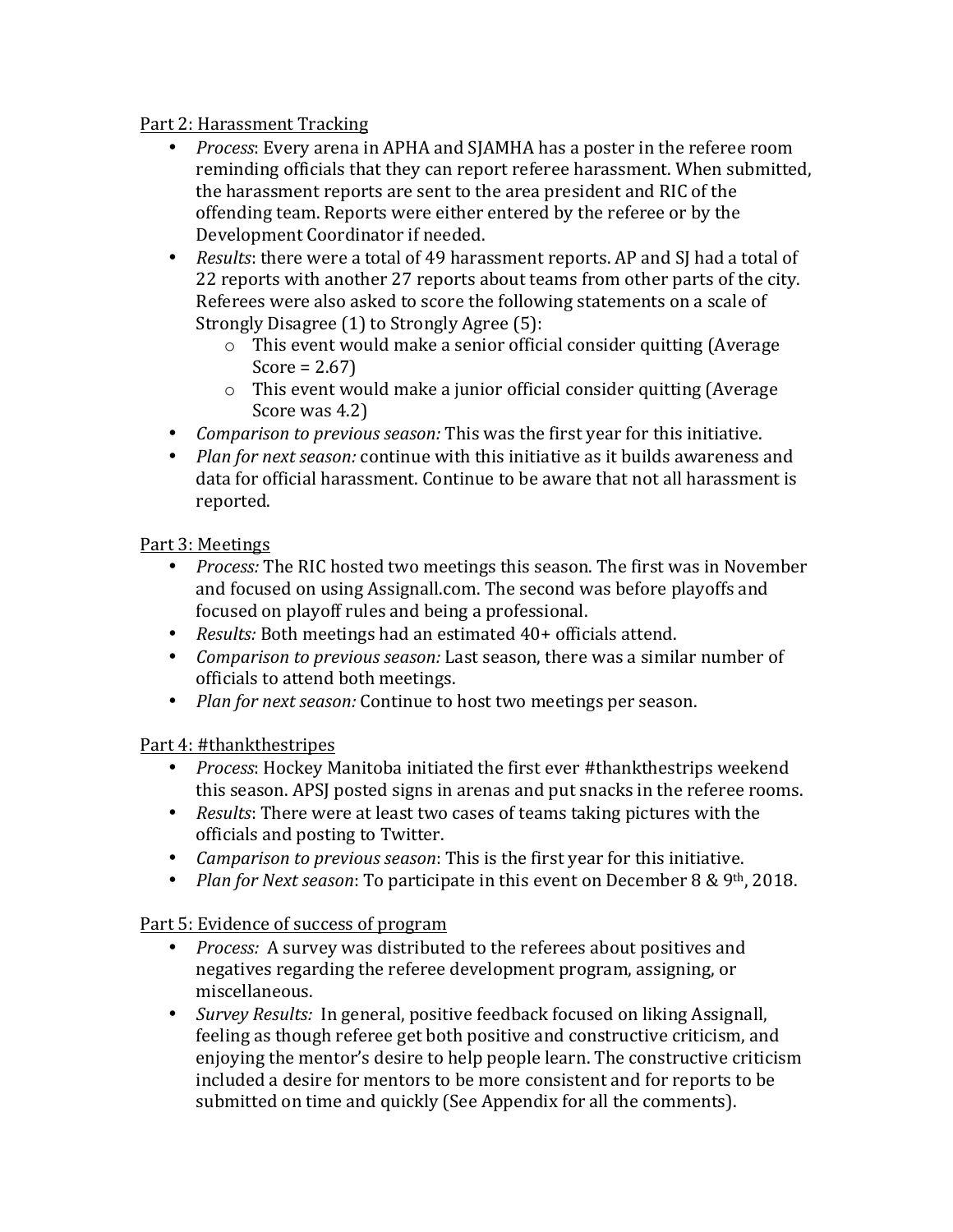Part 2: Harassment Tracking

- *Process*: Every arena in APHA and SJAMHA has a poster in the referee room reminding officials that they can report referee harassment. When submitted, the harassment reports are sent to the area president and RIC of the offending team. Reports were either entered by the referee or by the Development Coordinator if needed.
- *Results*: there were a total of 49 harassment reports. AP and SJ had a total of 22 reports with another 27 reports about teams from other parts of the city. Referees were also asked to score the following statements on a scale of Strongly Disagree (1) to Strongly Agree (5):
    - This event would make a senior official consider quitting (Average Score = 2.67)
    - This event would make a junior official consider quitting (Average Score was 4.2)
- *Comparison to previous season:* This was the first year for this initiative.
- *Plan for next season:* continue with this initiative as it builds awareness and data for official harassment. Continue to be aware that not all harassment is reported.

Part 3: Meetings

- *Process:* The RIC hosted two meetings this season. The first was in November and focused on using Assignall.com. The second was before playoffs and focused on playoff rules and being a professional.
- *Results:* Both meetings had an estimated 40+ officials attend.
- *Comparison to previous season:* Last season, there was a similar number of officials to attend both meetings.
- *Plan for next season:* Continue to host two meetings per season.

Part 4: #thankthestripes

- *Process*: Hockey Manitoba initiated the first ever #thankthestrips weekend this season. APSJ posted signs in arenas and put snacks in the referee rooms.
- *Results*: There were at least two cases of teams taking pictures with the officials and posting to Twitter.
- *Camparison to previous season*: This is the first year for this initiative.
- *Plan for Next season*: To participate in this event on December 8 & 9th, 2018.

Part 5: Evidence of success of program

- *Process:* A survey was distributed to the referees about positives and negatives regarding the referee development program, assigning, or miscellaneous.
- *Survey Results:* In general, positive feedback focused on liking Assignall, feeling as though referee get both positive and constructive criticism, and enjoying the mentor's desire to help people learn. The constructive criticism included a desire for mentors to be more consistent and for reports to be submitted on time and quickly (See Appendix for all the comments).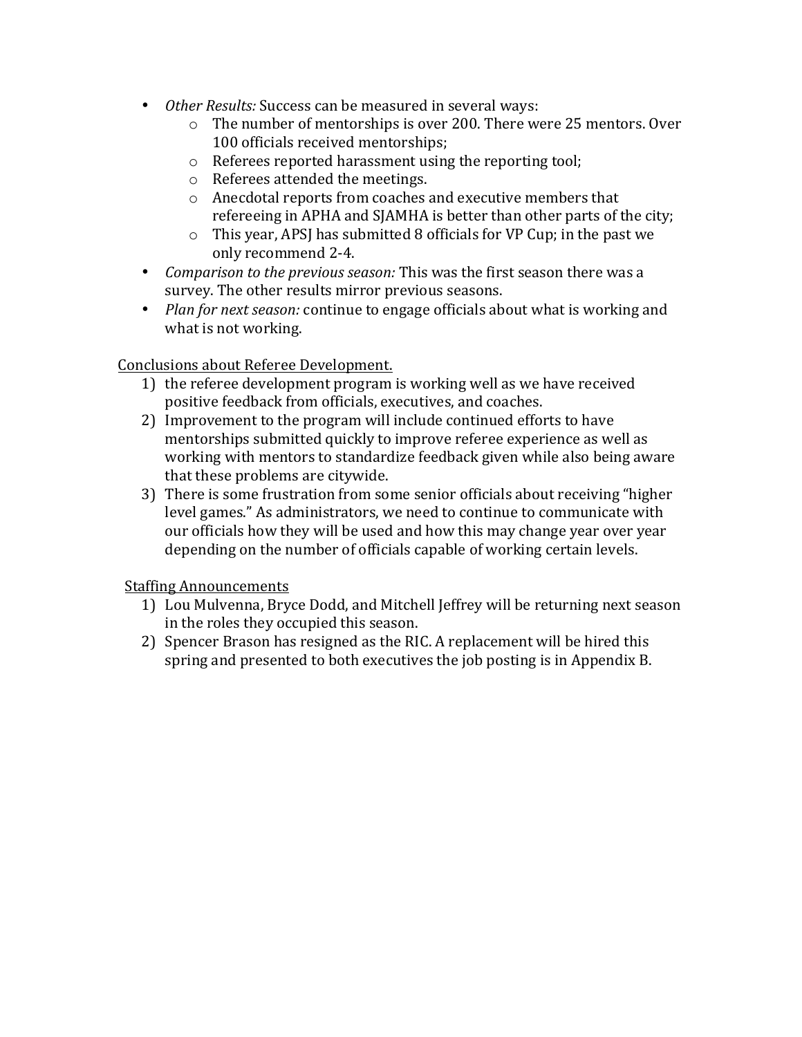- *Other Results:* Success can be measured in several ways:
  - The number of mentorships is over 200. There were 25 mentors. Over 100 officials received mentorships;
  - Referees reported harassment using the reporting tool;
  - Referees attended the meetings.
  - Anecdotal reports from coaches and executive members that refereeing in APHA and SJAMHA is better than other parts of the city;
  - This year, APSJ has submitted 8 officials for VP Cup; in the past we only recommend 2-4.
- *Comparison to the previous season:* This was the first season there was a survey. The other results mirror previous seasons.
- *Plan for next season:* continue to engage officials about what is working and what is not working.

<u>Conclusions about Referee Development.</u>

1) the referee development program is working well as we have received positive feedback from officials, executives, and coaches.
2) Improvement to the program will include continued efforts to have mentorships submitted quickly to improve referee experience as well as working with mentors to standardize feedback given while also being aware that these problems are citywide.
3) There is some frustration from some senior officials about receiving "higher level games." As administrators, we need to continue to communicate with our officials how they will be used and how this may change year over year depending on the number of officials capable of working certain levels.

<u>Staffing Announcements</u>

1) Lou Mulvenna, Bryce Dodd, and Mitchell Jeffrey will be returning next season in the roles they occupied this season.
2) Spencer Brason has resigned as the RIC. A replacement will be hired this spring and presented to both executives the job posting is in Appendix B.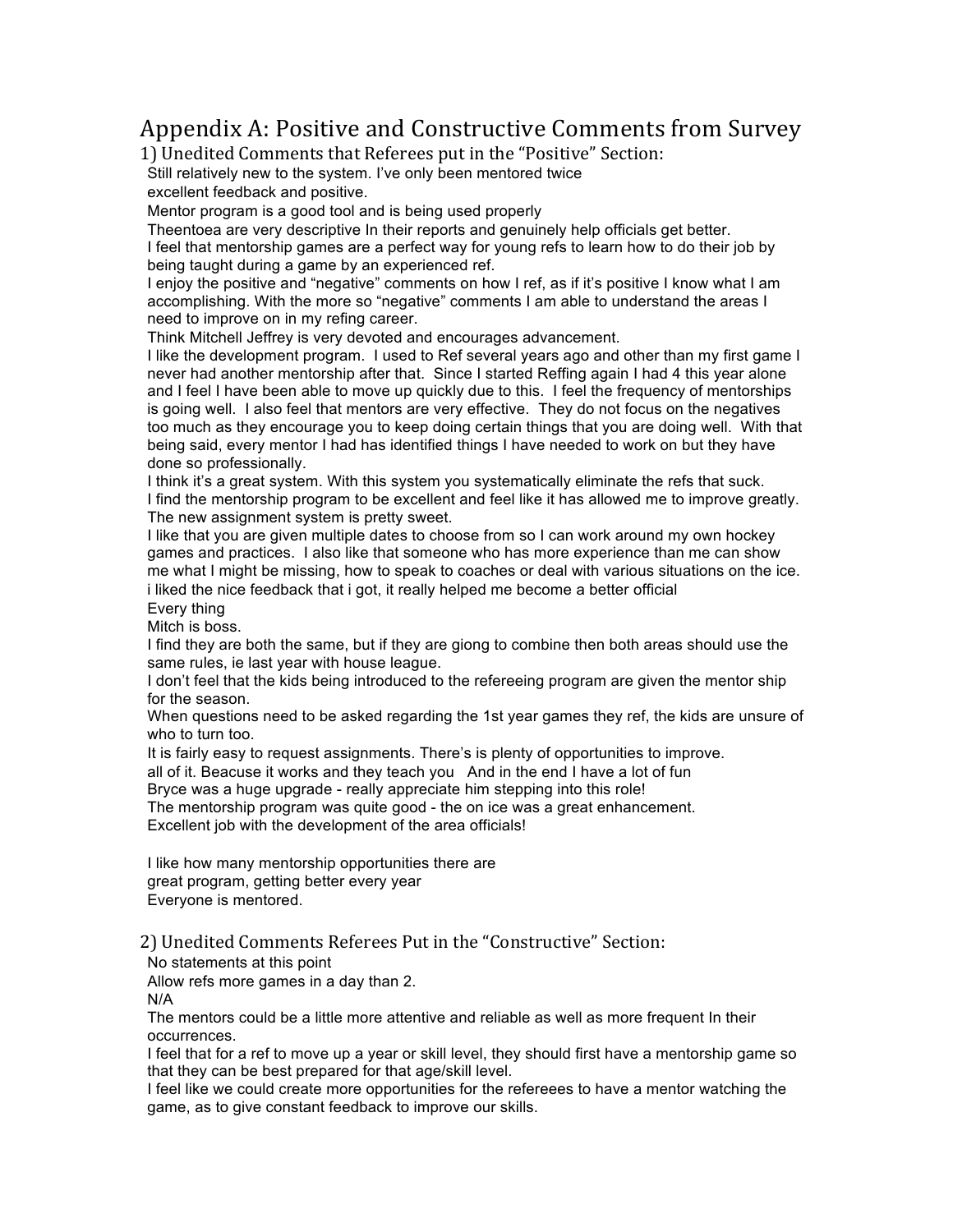# Appendix A: Positive and Constructive Comments from Survey

## 1) Unedited Comments that Referees put in the "Positive" Section:

Still relatively new to the system. I've only been mentored twice

excellent feedback and positive.

Mentor program is a good tool and is being used properly

Theentoea are very descriptive In their reports and genuinely help officials get better.

I feel that mentorship games are a perfect way for young refs to learn how to do their job by being taught during a game by an experienced ref.

I enjoy the positive and "negative" comments on how I ref, as if it's positive I know what I am accomplishing. With the more so "negative" comments I am able to understand the areas I need to improve on in my refing career.

Think Mitchell Jeffrey is very devoted and encourages advancement.

I like the development program. I used to Ref several years ago and other than my first game I never had another mentorship after that. Since I started Reffing again I had 4 this year alone and I feel I have been able to move up quickly due to this. I feel the frequency of mentorships is going well. I also feel that mentors are very effective. They do not focus on the negatives too much as they encourage you to keep doing certain things that you are doing well. With that being said, every mentor I had has identified things I have needed to work on but they have done so professionally.

I think it's a great system. With this system you systematically eliminate the refs that suck.

I find the mentorship program to be excellent and feel like it has allowed me to improve greatly.

The new assignment system is pretty sweet.

I like that you are given multiple dates to choose from so I can work around my own hockey games and practices. I also like that someone who has more experience than me can show me what I might be missing, how to speak to coaches or deal with various situations on the ice.

i liked the nice feedback that i got, it really helped me become a better official

Every thing

Mitch is boss.

I find they are both the same, but if they are giong to combine then both areas should use the same rules, ie last year with house league.

I don't feel that the kids being introduced to the refereeing program are given the mentor ship for the season.

When questions need to be asked regarding the 1st year games they ref, the kids are unsure of who to turn too.

It is fairly easy to request assignments. There's is plenty of opportunities to improve.

all of it. Beacuse it works and they teach you And in the end I have a lot of fun

Bryce was a huge upgrade - really appreciate him stepping into this role!

The mentorship program was quite good - the on ice was a great enhancement.

Excellent job with the development of the area officials!

I like how many mentorship opportunities there are

great program, getting better every year

Everyone is mentored.

## 2) Unedited Comments Referees Put in the "Constructive" Section:

No statements at this point

Allow refs more games in a day than 2.

N/A

The mentors could be a little more attentive and reliable as well as more frequent In their occurrences.

I feel that for a ref to move up a year or skill level, they should first have a mentorship game so that they can be best prepared for that age/skill level.

I feel like we could create more opportunities for the refereees to have a mentor watching the game, as to give constant feedback to improve our skills.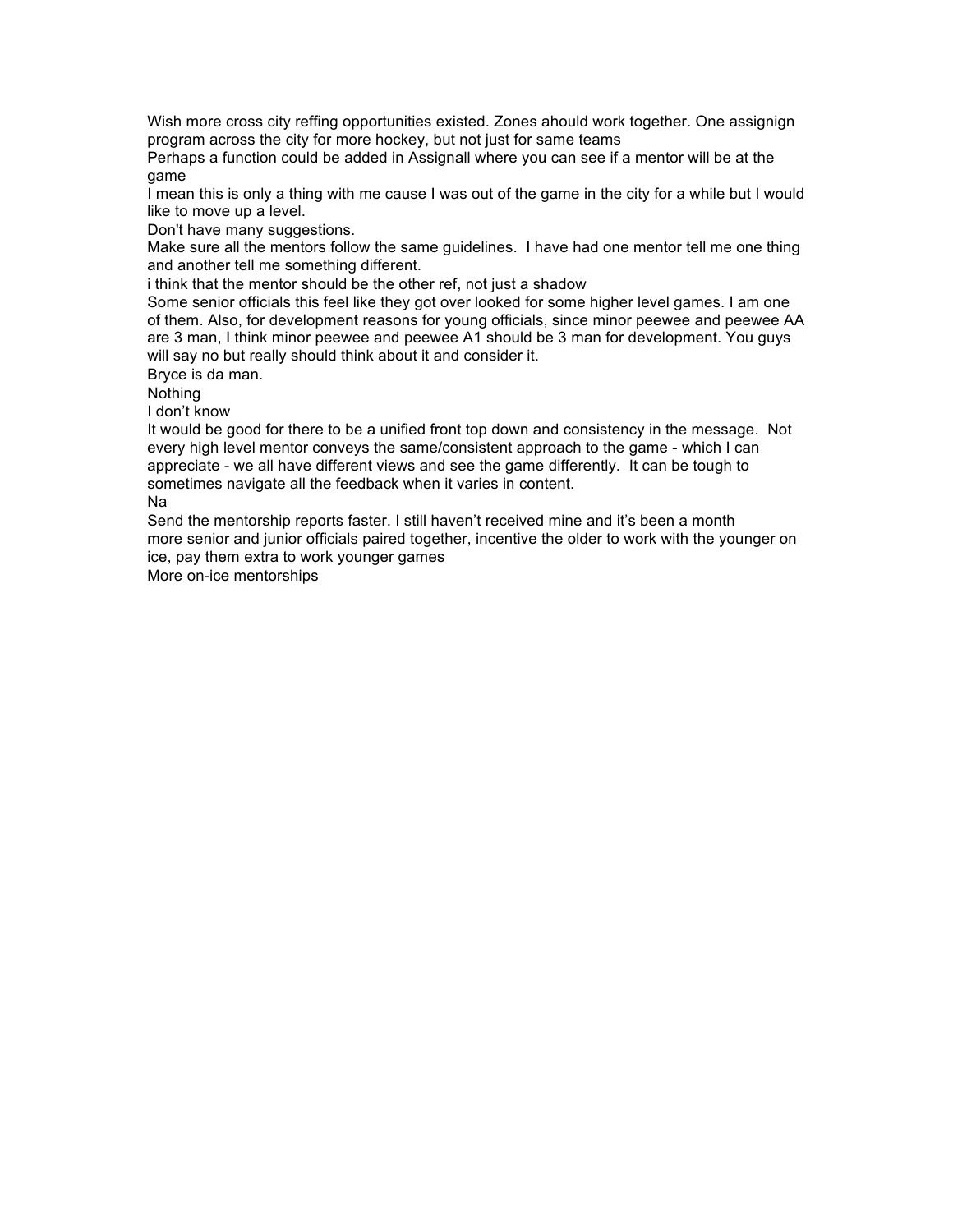Wish more cross city reffing opportunities existed. Zones ahould work together. One assignign program across the city for more hockey, but not just for same teams

Perhaps a function could be added in Assignall where you can see if a mentor will be at the game

I mean this is only a thing with me cause I was out of the game in the city for a while but I would like to move up a level.

Don't have many suggestions.

Make sure all the mentors follow the same guidelines. I have had one mentor tell me one thing and another tell me something different.

i think that the mentor should be the other ref, not just a shadow

Some senior officials this feel like they got over looked for some higher level games. I am one of them. Also, for development reasons for young officials, since minor peewee and peewee AA are 3 man, I think minor peewee and peewee A1 should be 3 man for development. You guys will say no but really should think about it and consider it.

Bryce is da man.

Nothing

I don't know

It would be good for there to be a unified front top down and consistency in the message. Not every high level mentor conveys the same/consistent approach to the game - which I can appreciate - we all have different views and see the game differently. It can be tough to sometimes navigate all the feedback when it varies in content.

Na

Send the mentorship reports faster. I still haven't received mine and it's been a month

more senior and junior officials paired together, incentive the older to work with the younger on ice, pay them extra to work younger games

More on-ice mentorships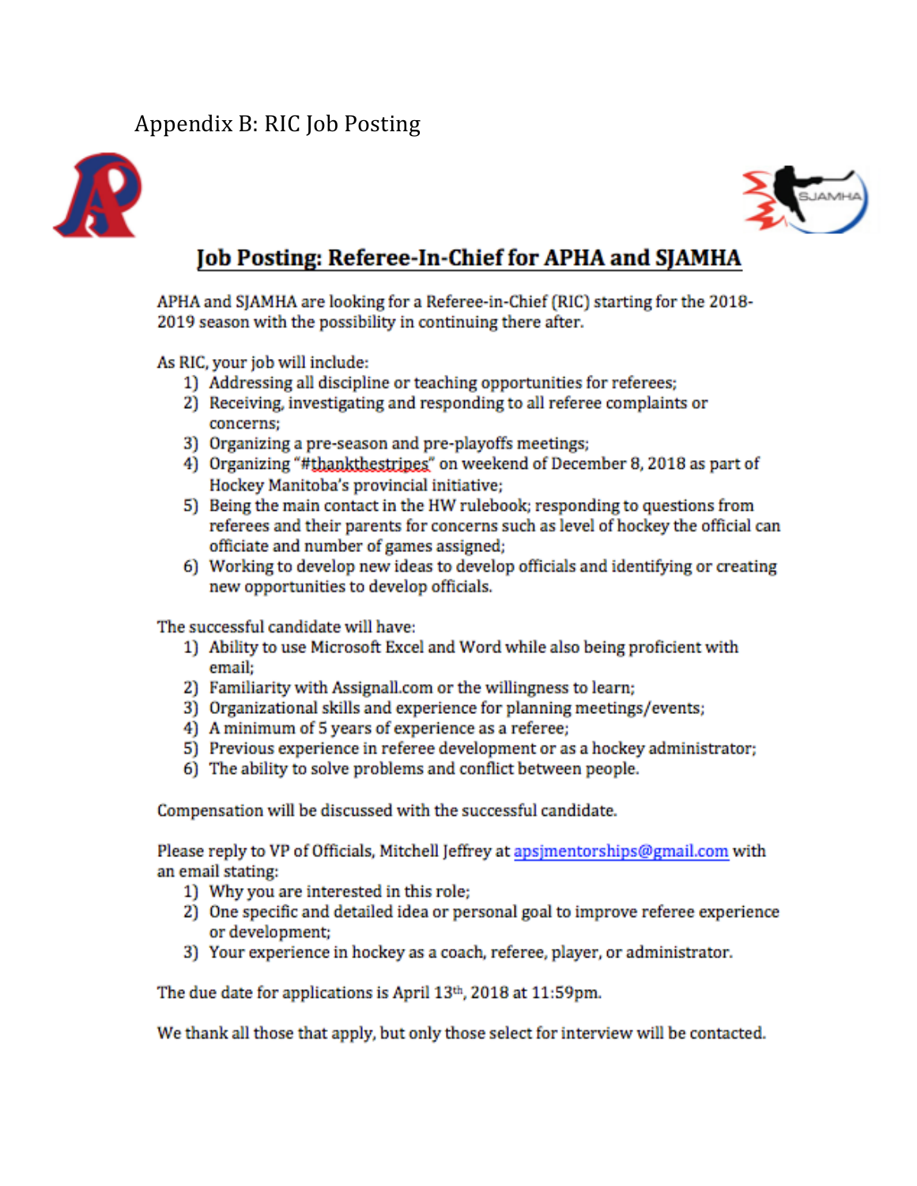Appendix B: RIC Job Posting

## Job Posting: Referee-In-Chief for APHA and SJAMHA

APHA and SJAMHA are looking for a Referee-in-Chief (RIC) starting for the 2018-2019 season with the possibility in continuing there after.

As RIC, your job will include:

1) Addressing all discipline or teaching opportunities for referees;
2) Receiving, investigating and responding to all referee complaints or concerns;
3) Organizing a pre-season and pre-playoffs meetings;
4) Organizing "#thankthestripes" on weekend of December 8, 2018 as part of Hockey Manitoba's provincial initiative;
5) Being the main contact in the HW rulebook; responding to questions from referees and their parents for concerns such as level of hockey the official can officiate and number of games assigned;
6) Working to develop new ideas to develop officials and identifying or creating new opportunities to develop officials.

The successful candidate will have:

1) Ability to use Microsoft Excel and Word while also being proficient with email;
2) Familiarity with Assignall.com or the willingness to learn;
3) Organizational skills and experience for planning meetings/events;
4) A minimum of 5 years of experience as a referee;
5) Previous experience in referee development or as a hockey administrator;
6) The ability to solve problems and conflict between people.

Compensation will be discussed with the successful candidate.

Please reply to VP of Officials, Mitchell Jeffrey at apsjmentorships@gmail.com with an email stating:

1) Why you are interested in this role;
2) One specific and detailed idea or personal goal to improve referee experience or development;
3) Your experience in hockey as a coach, referee, player, or administrator.

The due date for applications is April 13th, 2018 at 11:59pm.

We thank all those that apply, but only those select for interview will be contacted.